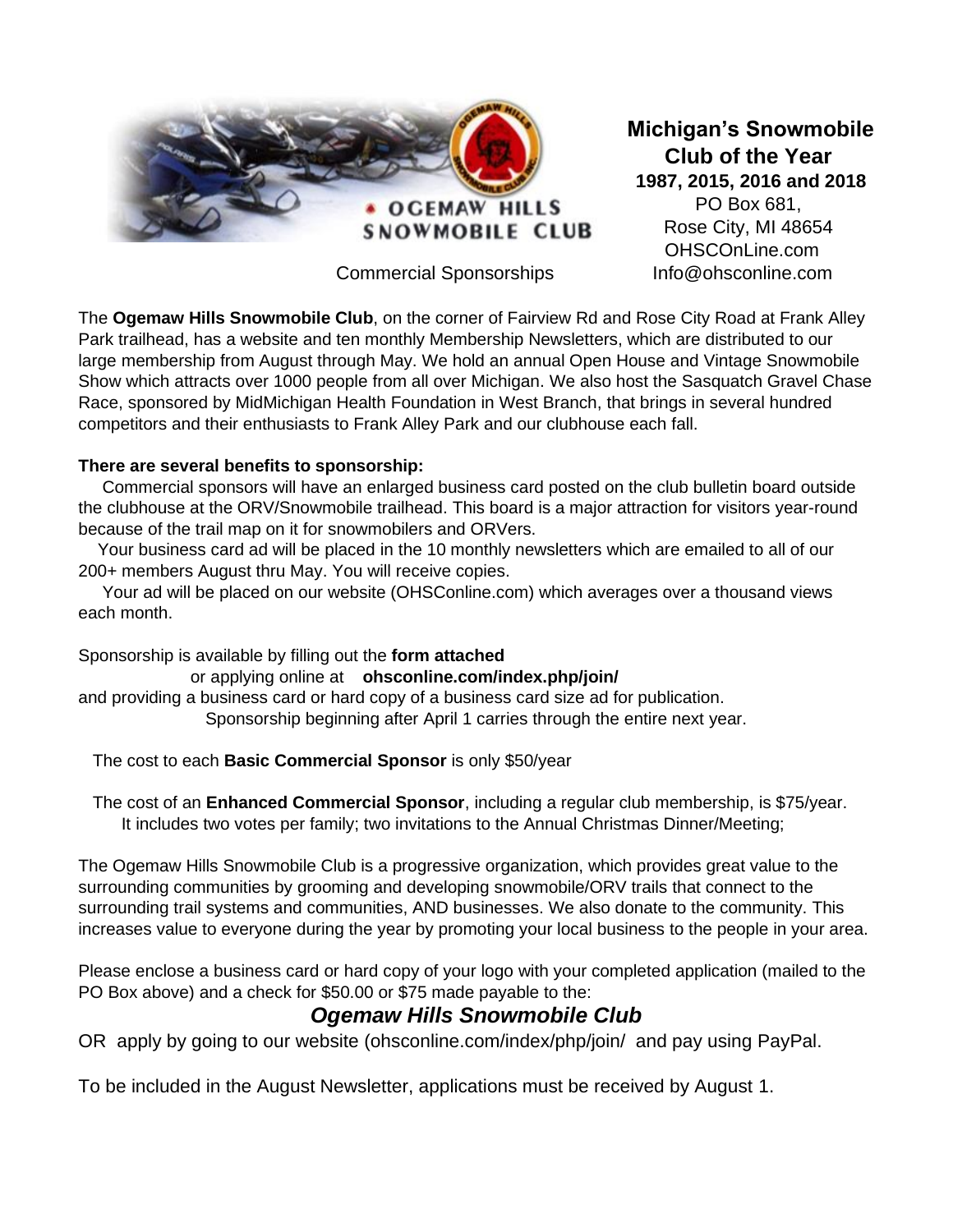OGEMAW HILLS SNOWMOBILE CLUB

Commercial Sponsorships

**Michigan's Snowmobile Club of the Year**
**1987, 2015, 2016 and 2018**
PO Box 681,
Rose City, MI 48654
OHSCOnLine.com
Info@ohsconline.com

The **Ogemaw Hills Snowmobile Club**, on the corner of Fairview Rd and Rose City Road at Frank Alley Park trailhead, has a website and ten monthly Membership Newsletters, which are distributed to our large membership from August through May. We hold an annual Open House and Vintage Snowmobile Show which attracts over 1000 people from all over Michigan. We also host the Sasquatch Gravel Chase Race, sponsored by MidMichigan Health Foundation in West Branch, that brings in several hundred competitors and their enthusiasts to Frank Alley Park and our clubhouse each fall.

**There are several benefits to sponsorship:**

Commercial sponsors will have an enlarged business card posted on the club bulletin board outside the clubhouse at the ORV/Snowmobile trailhead. This board is a major attraction for visitors year-round because of the trail map on it for snowmobilers and ORVers.

Your business card ad will be placed in the 10 monthly newsletters which are emailed to all of our 200+ members August thru May. You will receive copies.

Your ad will be placed on our website (OHSConline.com) which averages over a thousand views each month.

Sponsorship is available by filling out the **form attached**
or applying online at **ohsconline.com/index.php/join/**
and providing a business card or hard copy of a business card size ad for publication.
Sponsorship beginning after April 1 carries through the entire next year.

The cost to each **Basic Commercial Sponsor** is only $50/year

The cost of an **Enhanced Commercial Sponsor**, including a regular club membership, is $75/year.
It includes two votes per family; two invitations to the Annual Christmas Dinner/Meeting;

The Ogemaw Hills Snowmobile Club is a progressive organization, which provides great value to the surrounding communities by grooming and developing snowmobile/ORV trails that connect to the surrounding trail systems and communities, AND businesses. We also donate to the community. This increases value to everyone during the year by promoting your local business to the people in your area.

Please enclose a business card or hard copy of your logo with your completed application (mailed to the PO Box above) and a check for $50.00 or $75 made payable to the:

***Ogemaw Hills Snowmobile Club***

OR apply by going to our website (ohsconline.com/index/php/join/ and pay using PayPal.

To be included in the August Newsletter, applications must be received by August 1.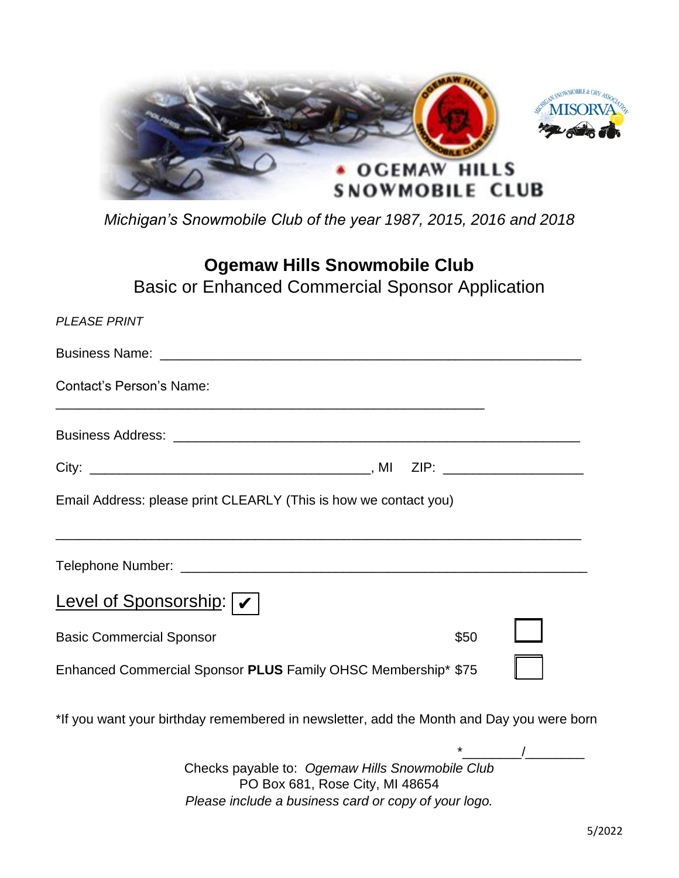OGEMAW HILLS SNOWMOBILE CLUB

MISORVA

*Michigan's Snowmobile Club of the year 1987, 2015, 2016 and 2018*

## Ogemaw Hills Snowmobile Club

Basic or Enhanced Commercial Sponsor Application

*PLEASE PRINT*

Business Name: ____________________________________________________________

Contact's Person's Name:

____________________________________________________________

Business Address: ____________________________________________________________

City: ______________________________________, MI ZIP: ___________________

Email Address: please print CLEARLY (This is how we contact you)

____________________________________________________________

Telephone Number: ____________________________________________________________

Level of Sponsorship: ✔

Basic Commercial Sponsor $50 ☐

Enhanced Commercial Sponsor **PLUS** Family OHSC Membership* $75 ☐

*If you want your birthday remembered in newsletter, add the Month and Day you were born

*________/________

Checks payable to: *Ogemaw Hills Snowmobile Club*
PO Box 681, Rose City, MI 48654
*Please include a business card or copy of your logo.*

5/2022